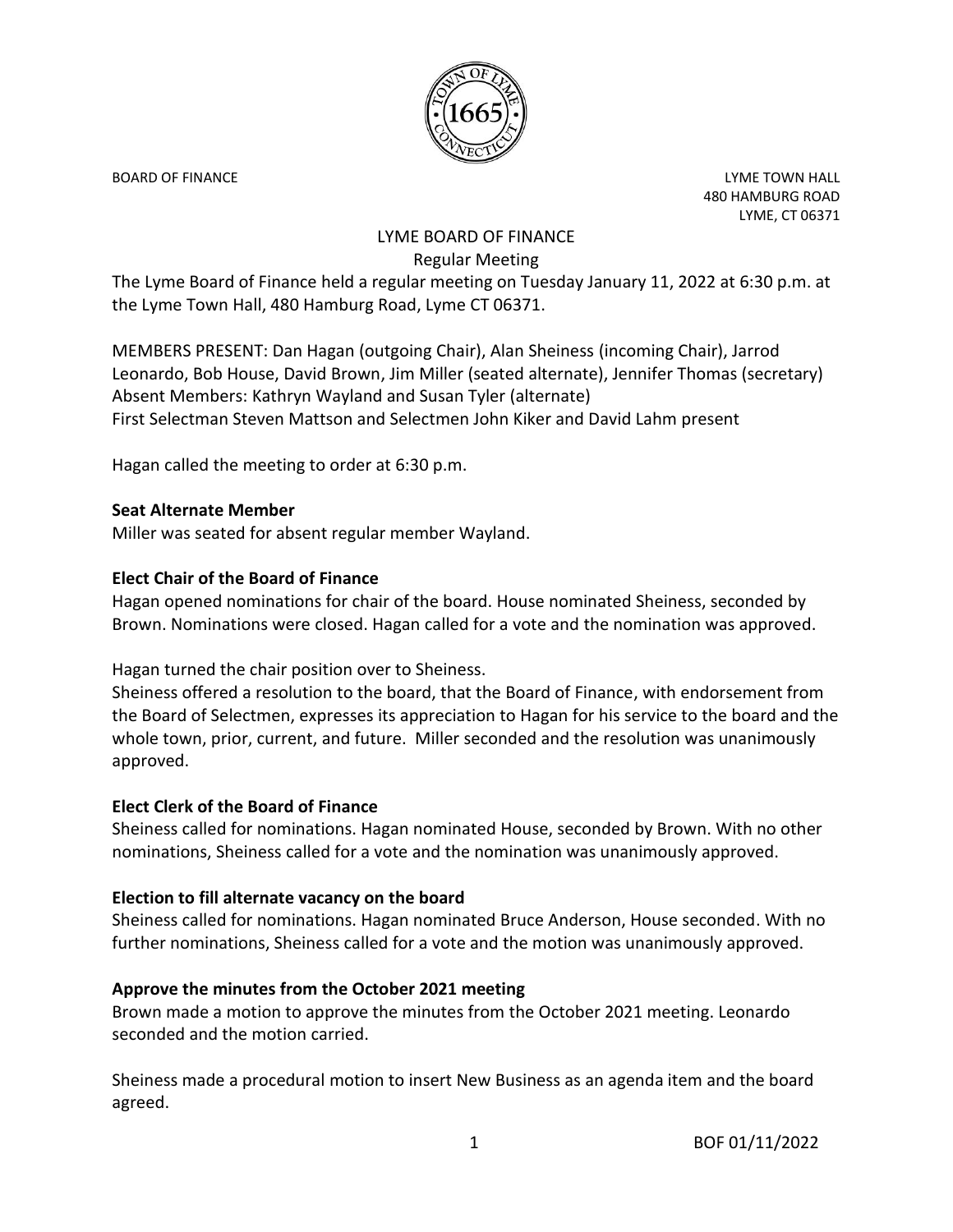BOARD OF FINANCE

LYME TOWN HALL
480 HAMBURG ROAD
LYME, CT 06371

# LYME BOARD OF FINANCE

## Regular Meeting

The Lyme Board of Finance held a regular meeting on Tuesday January 11, 2022 at 6:30 p.m. at the Lyme Town Hall, 480 Hamburg Road, Lyme CT 06371.

MEMBERS PRESENT: Dan Hagan (outgoing Chair), Alan Sheiness (incoming Chair), Jarrod Leonardo, Bob House, David Brown, Jim Miller (seated alternate), Jennifer Thomas (secretary)
Absent Members: Kathryn Wayland and Susan Tyler (alternate)
First Selectman Steven Mattson and Selectmen John Kiker and David Lahm present

Hagan called the meeting to order at 6:30 p.m.

**Seat Alternate Member**

Miller was seated for absent regular member Wayland.

**Elect Chair of the Board of Finance**

Hagan opened nominations for chair of the board. House nominated Sheiness, seconded by Brown. Nominations were closed. Hagan called for a vote and the nomination was approved.

Hagan turned the chair position over to Sheiness.
Sheiness offered a resolution to the board, that the Board of Finance, with endorsement from the Board of Selectmen, expresses its appreciation to Hagan for his service to the board and the whole town, prior, current, and future. Miller seconded and the resolution was unanimously approved.

**Elect Clerk of the Board of Finance**

Sheiness called for nominations. Hagan nominated House, seconded by Brown. With no other nominations, Sheiness called for a vote and the nomination was unanimously approved.

**Election to fill alternate vacancy on the board**

Sheiness called for nominations. Hagan nominated Bruce Anderson, House seconded. With no further nominations, Sheiness called for a vote and the motion was unanimously approved.

**Approve the minutes from the October 2021 meeting**

Brown made a motion to approve the minutes from the October 2021 meeting. Leonardo seconded and the motion carried.

Sheiness made a procedural motion to insert New Business as an agenda item and the board agreed.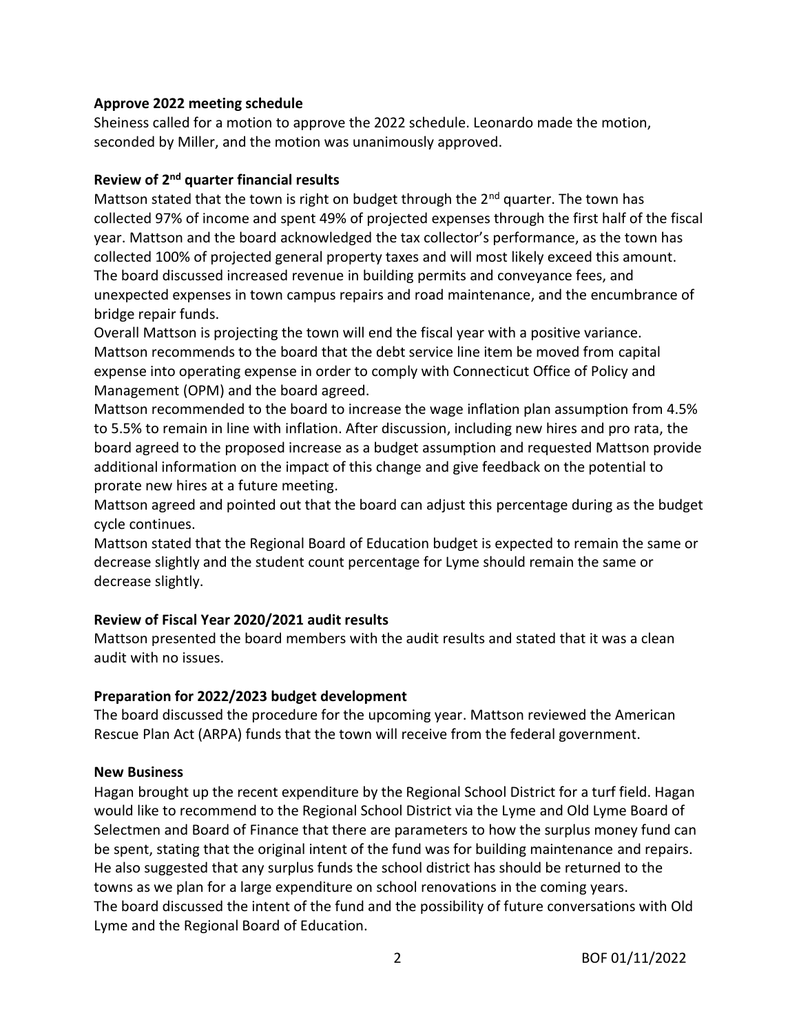**Approve 2022 meeting schedule**

Sheiness called for a motion to approve the 2022 schedule. Leonardo made the motion, seconded by Miller, and the motion was unanimously approved.

**Review of 2nd quarter financial results**

Mattson stated that the town is right on budget through the 2nd quarter. The town has collected 97% of income and spent 49% of projected expenses through the first half of the fiscal year. Mattson and the board acknowledged the tax collector's performance, as the town has collected 100% of projected general property taxes and will most likely exceed this amount. The board discussed increased revenue in building permits and conveyance fees, and unexpected expenses in town campus repairs and road maintenance, and the encumbrance of bridge repair funds.

Overall Mattson is projecting the town will end the fiscal year with a positive variance. Mattson recommends to the board that the debt service line item be moved from capital expense into operating expense in order to comply with Connecticut Office of Policy and Management (OPM) and the board agreed.

Mattson recommended to the board to increase the wage inflation plan assumption from 4.5% to 5.5% to remain in line with inflation. After discussion, including new hires and pro rata, the board agreed to the proposed increase as a budget assumption and requested Mattson provide additional information on the impact of this change and give feedback on the potential to prorate new hires at a future meeting.

Mattson agreed and pointed out that the board can adjust this percentage during as the budget cycle continues.

Mattson stated that the Regional Board of Education budget is expected to remain the same or decrease slightly and the student count percentage for Lyme should remain the same or decrease slightly.

**Review of Fiscal Year 2020/2021 audit results**

Mattson presented the board members with the audit results and stated that it was a clean audit with no issues.

**Preparation for 2022/2023 budget development**

The board discussed the procedure for the upcoming year. Mattson reviewed the American Rescue Plan Act (ARPA) funds that the town will receive from the federal government.

**New Business**

Hagan brought up the recent expenditure by the Regional School District for a turf field. Hagan would like to recommend to the Regional School District via the Lyme and Old Lyme Board of Selectmen and Board of Finance that there are parameters to how the surplus money fund can be spent, stating that the original intent of the fund was for building maintenance and repairs. He also suggested that any surplus funds the school district has should be returned to the towns as we plan for a large expenditure on school renovations in the coming years.

The board discussed the intent of the fund and the possibility of future conversations with Old Lyme and the Regional Board of Education.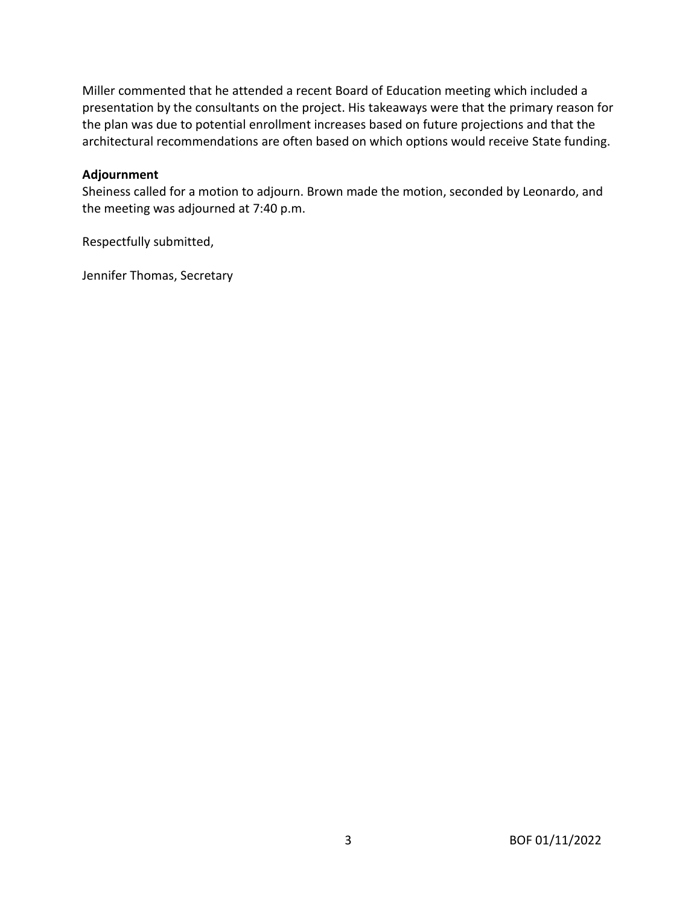Miller commented that he attended a recent Board of Education meeting which included a presentation by the consultants on the project. His takeaways were that the primary reason for the plan was due to potential enrollment increases based on future projections and that the architectural recommendations are often based on which options would receive State funding.

**Adjournment**

Sheiness called for a motion to adjourn. Brown made the motion, seconded by Leonardo, and the meeting was adjourned at 7:40 p.m.

Respectfully submitted,

Jennifer Thomas, Secretary